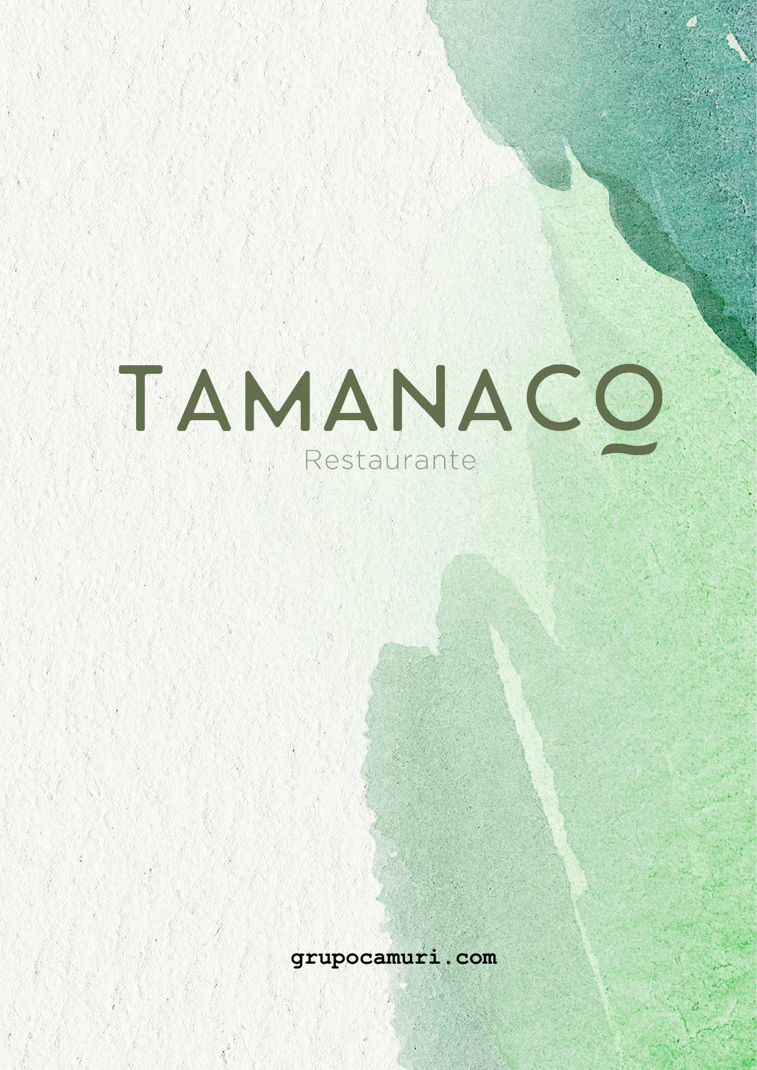# TAMANACO

Restaurante

grupocamuri.com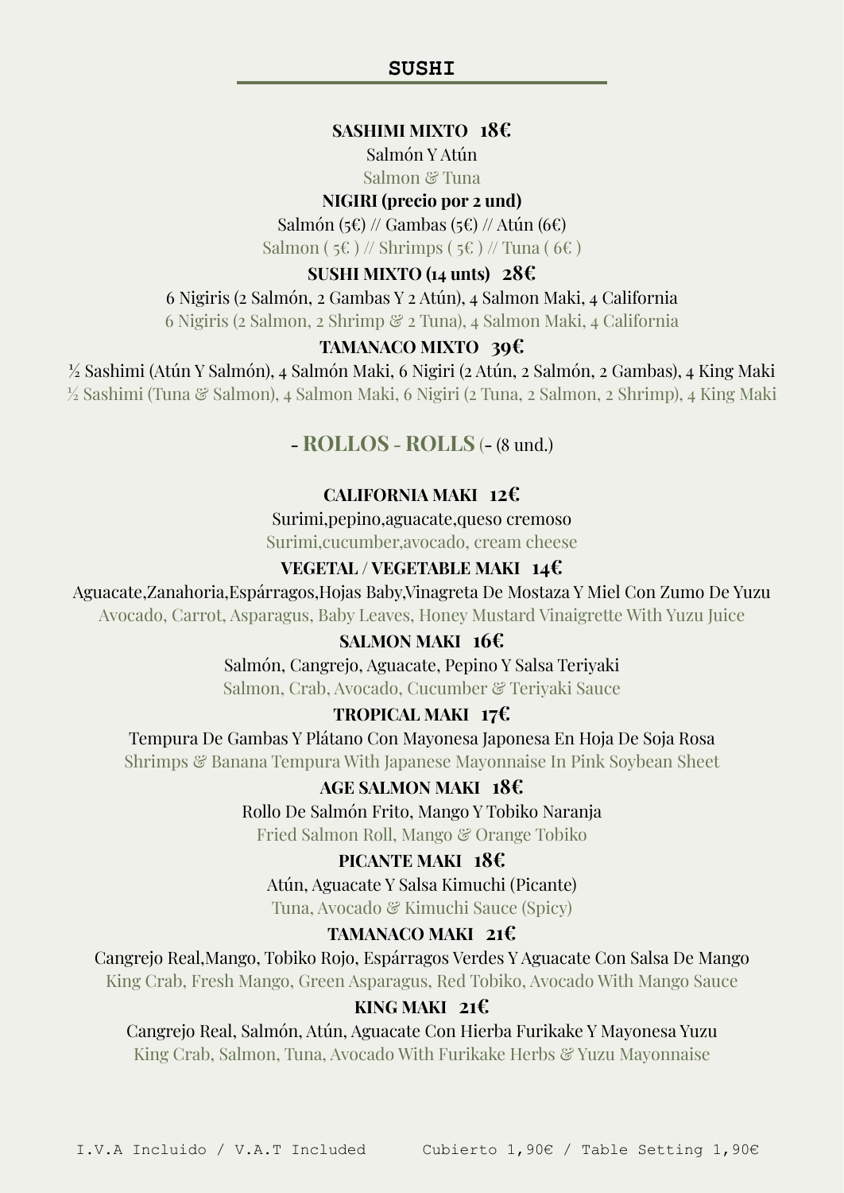# SUSHI

**SASHIMI MIXTO 18€**

Salmón Y Atún

Salmon & Tuna

**NIGIRI (precio por 2 und)**

Salmón (5€) // Gambas (5€) // Atún (6€)

Salmon ( 5€ ) // Shrimps ( 5€ ) // Tuna ( 6€ )

**SUSHI MIXTO (14 unts) 28€**

6 Nigiris (2 Salmón, 2 Gambas Y 2 Atún), 4 Salmon Maki, 4 California

6 Nigiris (2 Salmon, 2 Shrimp & 2 Tuna), 4 Salmon Maki, 4 California

**TAMANACO MIXTO 39€**

½ Sashimi (Atún Y Salmón), 4 Salmón Maki, 6 Nigiri (2 Atún, 2 Salmón, 2 Gambas), 4 King Maki

½ Sashimi (Tuna & Salmon), 4 Salmon Maki, 6 Nigiri (2 Tuna, 2 Salmon, 2 Shrimp), 4 King Maki

## - ROLLOS - ROLLS (- (8 und.)

**CALIFORNIA MAKI 12€**

Surimi,pepino,aguacate,queso cremoso

Surimi,cucumber,avocado, cream cheese

**VEGETAL / VEGETABLE MAKI 14€**

Aguacate,Zanahoria,Espárragos,Hojas Baby,Vinagreta De Mostaza Y Miel Con Zumo De Yuzu

Avocado, Carrot, Asparagus, Baby Leaves, Honey Mustard Vinaigrette With Yuzu Juice

**SALMON MAKI 16€**

Salmón, Cangrejo, Aguacate, Pepino Y Salsa Teriyaki

Salmon, Crab, Avocado, Cucumber & Teriyaki Sauce

**TROPICAL MAKI 17€**

Tempura De Gambas Y Plátano Con Mayonesa Japonesa En Hoja De Soja Rosa

Shrimps & Banana Tempura With Japanese Mayonnaise In Pink Soybean Sheet

**AGE SALMON MAKI 18€**

Rollo De Salmón Frito, Mango Y Tobiko Naranja

Fried Salmon Roll, Mango & Orange Tobiko

**PICANTE MAKI 18€**

Atún, Aguacate Y Salsa Kimuchi (Picante)

Tuna, Avocado & Kimuchi Sauce (Spicy)

**TAMANACO MAKI 21€**

Cangrejo Real,Mango, Tobiko Rojo, Espárragos Verdes Y Aguacate Con Salsa De Mango

King Crab, Fresh Mango, Green Asparagus, Red Tobiko, Avocado With Mango Sauce

**KING MAKI 21€**

Cangrejo Real, Salmón, Atún, Aguacate Con Hierba Furikake Y Mayonesa Yuzu

King Crab, Salmon, Tuna, Avocado With Furikake Herbs & Yuzu Mayonnaise

I.V.A Incluido / V.A.T Included Cubierto 1,90€ / Table Setting 1,90€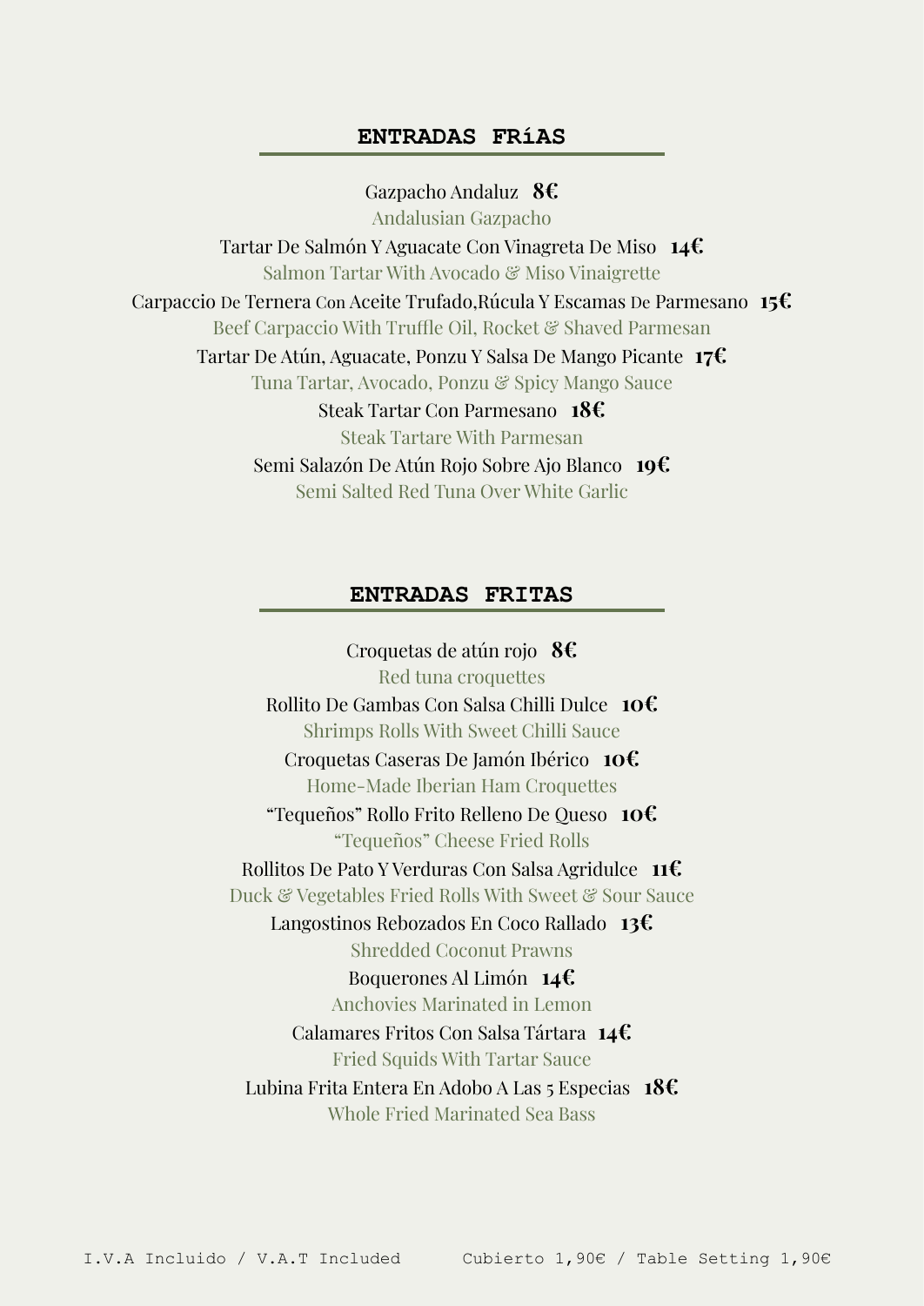## ENTRADAS FRíAS

Gazpacho Andaluz **8€**
Andalusian Gazpacho

Tartar De Salmón Y Aguacate Con Vinagreta De Miso **14€**
Salmon Tartar With Avocado & Miso Vinaigrette

Carpaccio De Ternera Con Aceite Trufado,Rúcula Y Escamas De Parmesano **15€**
Beef Carpaccio With Truffle Oil, Rocket & Shaved Parmesan

Tartar De Atún, Aguacate, Ponzu Y Salsa De Mango Picante **17€**
Tuna Tartar, Avocado, Ponzu & Spicy Mango Sauce

Steak Tartar Con Parmesano **18€**
Steak Tartare With Parmesan

Semi Salazón De Atún Rojo Sobre Ajo Blanco **19€**
Semi Salted Red Tuna Over White Garlic

## ENTRADAS FRITAS

Croquetas de atún rojo **8€**
Red tuna croquettes

Rollito De Gambas Con Salsa Chilli Dulce **10€**
Shrimps Rolls With Sweet Chilli Sauce

Croquetas Caseras De Jamón Ibérico **10€**
Home-Made Iberian Ham Croquettes

"Tequeños" Rollo Frito Relleno De Queso **10€**
"Tequeños" Cheese Fried Rolls

Rollitos De Pato Y Verduras Con Salsa Agridulce **11€**
Duck & Vegetables Fried Rolls With Sweet & Sour Sauce

Langostinos Rebozados En Coco Rallado **13€**
Shredded Coconut Prawns

Boquerones Al Limón **14€**
Anchovies Marinated in Lemon

Calamares Fritos Con Salsa Tártara **14€**
Fried Squids With Tartar Sauce

Lubina Frita Entera En Adobo A Las 5 Especias **18€**
Whole Fried Marinated Sea Bass

I.V.A Incluido / V.A.T Included     Cubierto 1,90€ / Table Setting 1,90€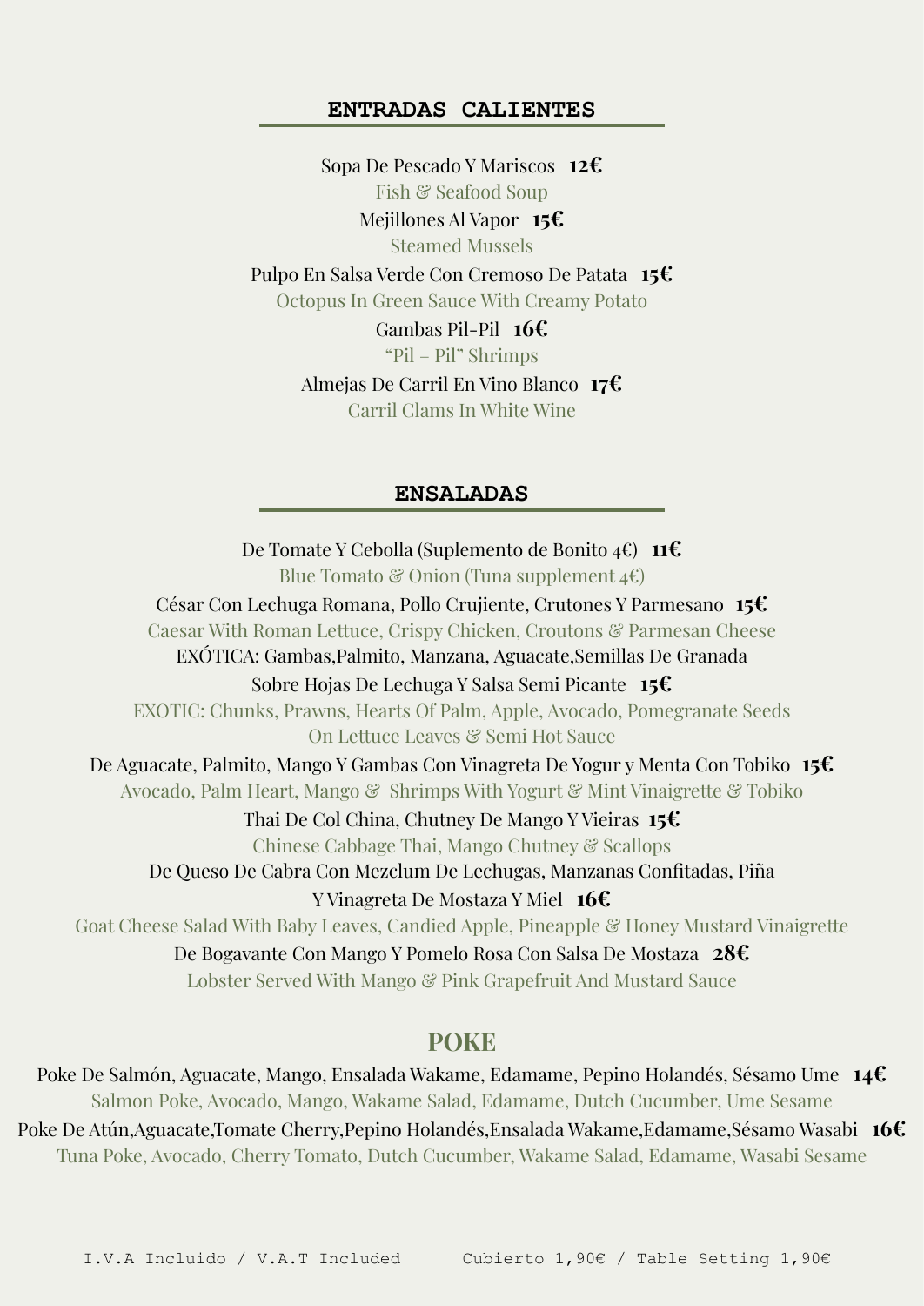## ENTRADAS CALIENTES

Sopa De Pescado Y Mariscos **12€**
Fish & Seafood Soup

Mejillones Al Vapor **15€**
Steamed Mussels

Pulpo En Salsa Verde Con Cremoso De Patata **15€**
Octopus In Green Sauce With Creamy Potato

Gambas Pil-Pil **16€**
"Pil – Pil" Shrimps

Almejas De Carril En Vino Blanco **17€**
Carril Clams In White Wine

## ENSALADAS

De Tomate Y Cebolla (Suplemento de Bonito 4€) **11€**
Blue Tomato & Onion (Tuna supplement 4€)

César Con Lechuga Romana, Pollo Crujiente, Crutones Y Parmesano **15€**
Caesar With Roman Lettuce, Crispy Chicken, Croutons & Parmesan Cheese

EXÓTICA: Gambas,Palmito, Manzana, Aguacate,Semillas De Granada Sobre Hojas De Lechuga Y Salsa Semi Picante **15€**
EXOTIC: Chunks, Prawns, Hearts Of Palm, Apple, Avocado, Pomegranate Seeds On Lettuce Leaves & Semi Hot Sauce

De Aguacate, Palmito, Mango Y Gambas Con Vinagreta De Yogur y Menta Con Tobiko **15€**
Avocado, Palm Heart, Mango & Shrimps With Yogurt & Mint Vinaigrette & Tobiko

Thai De Col China, Chutney De Mango Y Vieiras **15€**
Chinese Cabbage Thai, Mango Chutney & Scallops

De Queso De Cabra Con Mezclum De Lechugas, Manzanas Confitadas, Piña Y Vinagreta De Mostaza Y Miel **16€**
Goat Cheese Salad With Baby Leaves, Candied Apple, Pineapple & Honey Mustard Vinaigrette

De Bogavante Con Mango Y Pomelo Rosa Con Salsa De Mostaza **28€**
Lobster Served With Mango & Pink Grapefruit And Mustard Sauce

## POKE

Poke De Salmón, Aguacate, Mango, Ensalada Wakame, Edamame, Pepino Holandés, Sésamo Ume **14€**
Salmon Poke, Avocado, Mango, Wakame Salad, Edamame, Dutch Cucumber, Ume Sesame

Poke De Atún,Aguacate,Tomate Cherry,Pepino Holandés,Ensalada Wakame,Edamame,Sésamo Wasabi **16€**
Tuna Poke, Avocado, Cherry Tomato, Dutch Cucumber, Wakame Salad, Edamame, Wasabi Sesame

I.V.A Incluido / V.A.T Included Cubierto 1,90€ / Table Setting 1,90€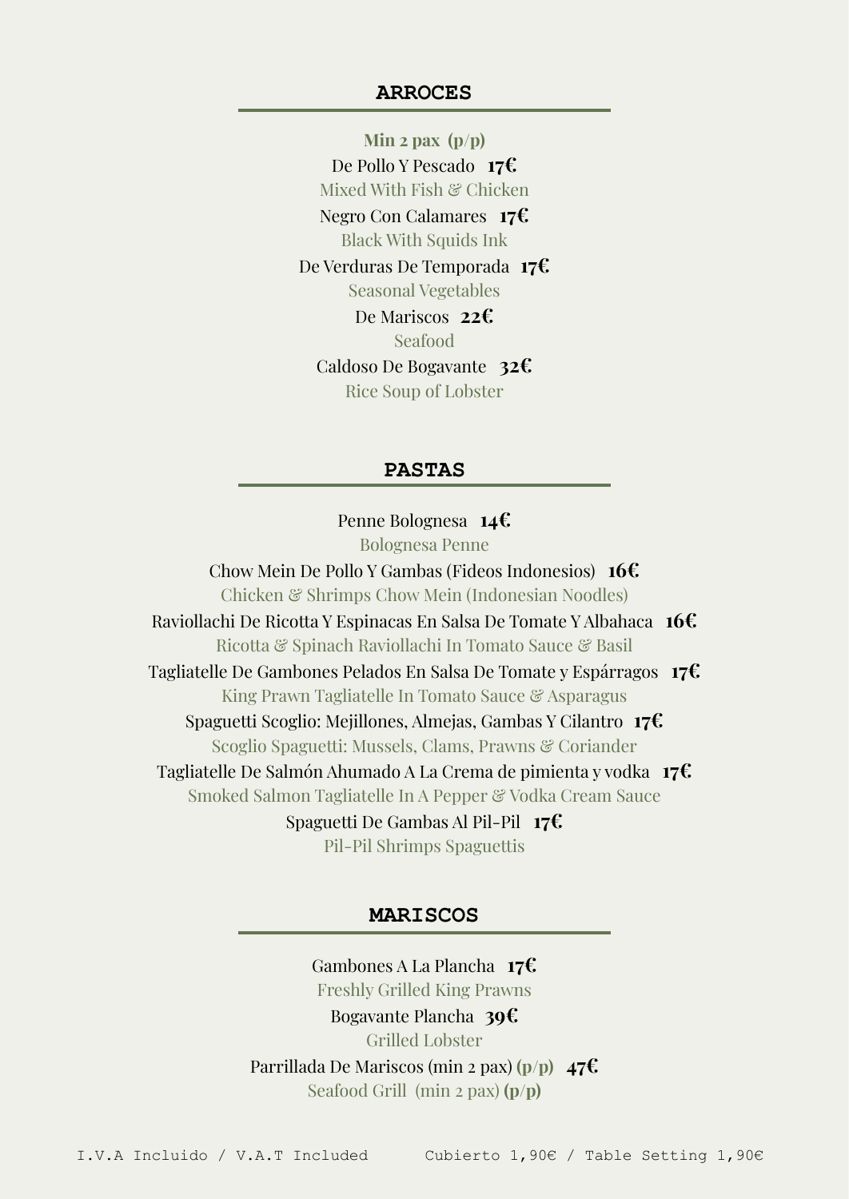## ARROCES

**Min 2 pax (p/p)**

De Pollo Y Pescado **17€**
Mixed With Fish & Chicken

Negro Con Calamares **17€**
Black With Squids Ink

De Verduras De Temporada **17€**
Seasonal Vegetables

De Mariscos **22€**
Seafood

Caldoso De Bogavante **32€**
Rice Soup of Lobster

## PASTAS

Penne Bolognesa **14€**
Bolognesa Penne

Chow Mein De Pollo Y Gambas (Fideos Indonesios) **16€**
Chicken & Shrimps Chow Mein (Indonesian Noodles)

Raviollachi De Ricotta Y Espinacas En Salsa De Tomate Y Albahaca **16€**
Ricotta & Spinach Raviollachi In Tomato Sauce & Basil

Tagliatelle De Gambones Pelados En Salsa De Tomate y Espárragos **17€**
King Prawn Tagliatelle In Tomato Sauce & Asparagus

Spaguetti Scoglio: Mejillones, Almejas, Gambas Y Cilantro **17€**
Scoglio Spaguetti: Mussels, Clams, Prawns & Coriander

Tagliatelle De Salmón Ahumado A La Crema de pimienta y vodka **17€**
Smoked Salmon Tagliatelle In A Pepper & Vodka Cream Sauce

Spaguetti De Gambas Al Pil-Pil **17€**
Pil-Pil Shrimps Spaguettis

## MARISCOS

Gambones A La Plancha **17€**
Freshly Grilled King Prawns

Bogavante Plancha **39€**
Grilled Lobster

Parrillada De Mariscos (min 2 pax) **(p/p)** **47€**
Seafood Grill (min 2 pax) **(p/p)**

I.V.A Incluido / V.A.T Included    Cubierto 1,90€ / Table Setting 1,90€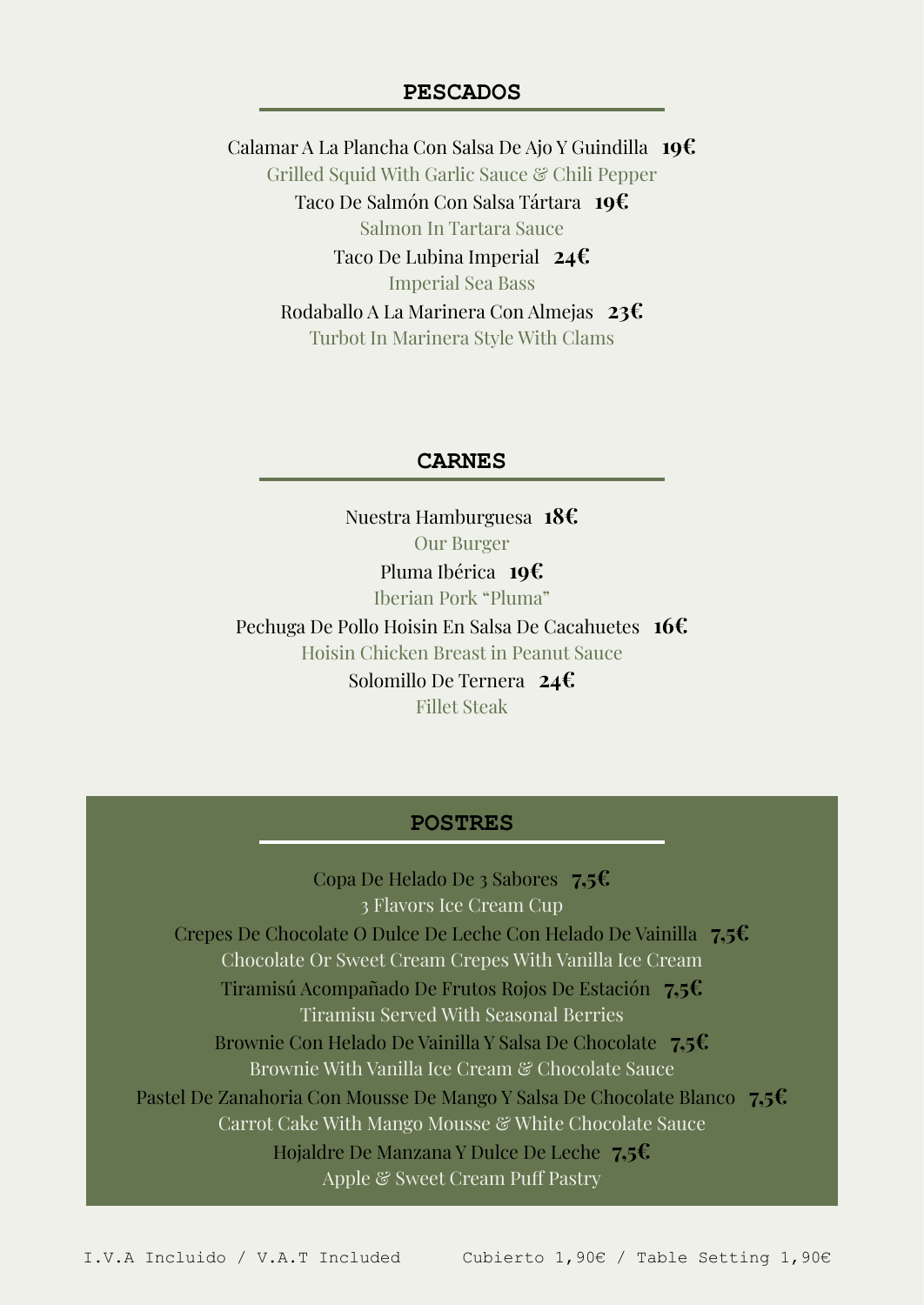## PESCADOS

Calamar A La Plancha Con Salsa De Ajo Y Guindilla **19€**
Grilled Squid With Garlic Sauce & Chili Pepper

Taco De Salmón Con Salsa Tártara **19€**
Salmon In Tartara Sauce

Taco De Lubina Imperial **24€**
Imperial Sea Bass

Rodaballo A La Marinera Con Almejas **23€**
Turbot In Marinera Style With Clams

## CARNES

Nuestra Hamburguesa **18€**
Our Burger

Pluma Ibérica **19€**
Iberian Pork “Pluma”

Pechuga De Pollo Hoisin En Salsa De Cacahuetes **16€**
Hoisin Chicken Breast in Peanut Sauce

Solomillo De Ternera **24€**
Fillet Steak

## POSTRES

Copa De Helado De 3 Sabores **7,5€**
3 Flavors Ice Cream Cup

Crepes De Chocolate O Dulce De Leche Con Helado De Vainilla **7,5€**
Chocolate Or Sweet Cream Crepes With Vanilla Ice Cream

Tiramisú Acompañado De Frutos Rojos De Estación **7,5€**
Tiramisu Served With Seasonal Berries

Brownie Con Helado De Vainilla Y Salsa De Chocolate **7,5€**
Brownie With Vanilla Ice Cream & Chocolate Sauce

Pastel De Zanahoria Con Mousse De Mango Y Salsa De Chocolate Blanco **7,5€**
Carrot Cake With Mango Mousse & White Chocolate Sauce

Hojaldre De Manzana Y Dulce De Leche **7,5€**
Apple & Sweet Cream Puff Pastry

I.V.A Incluido / V.A.T Included     Cubierto 1,90€ / Table Setting 1,90€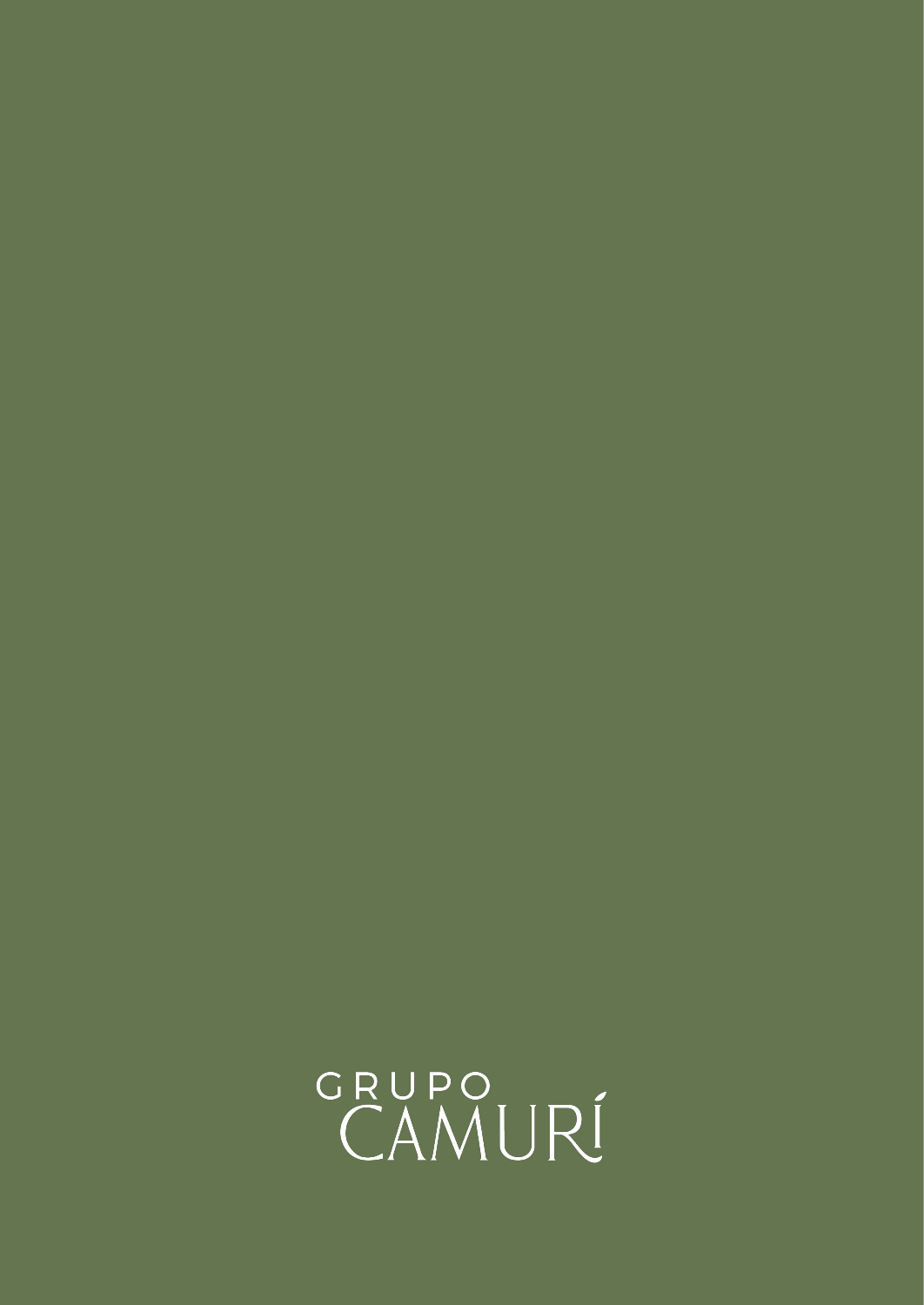GRUPO
CAMURÍ